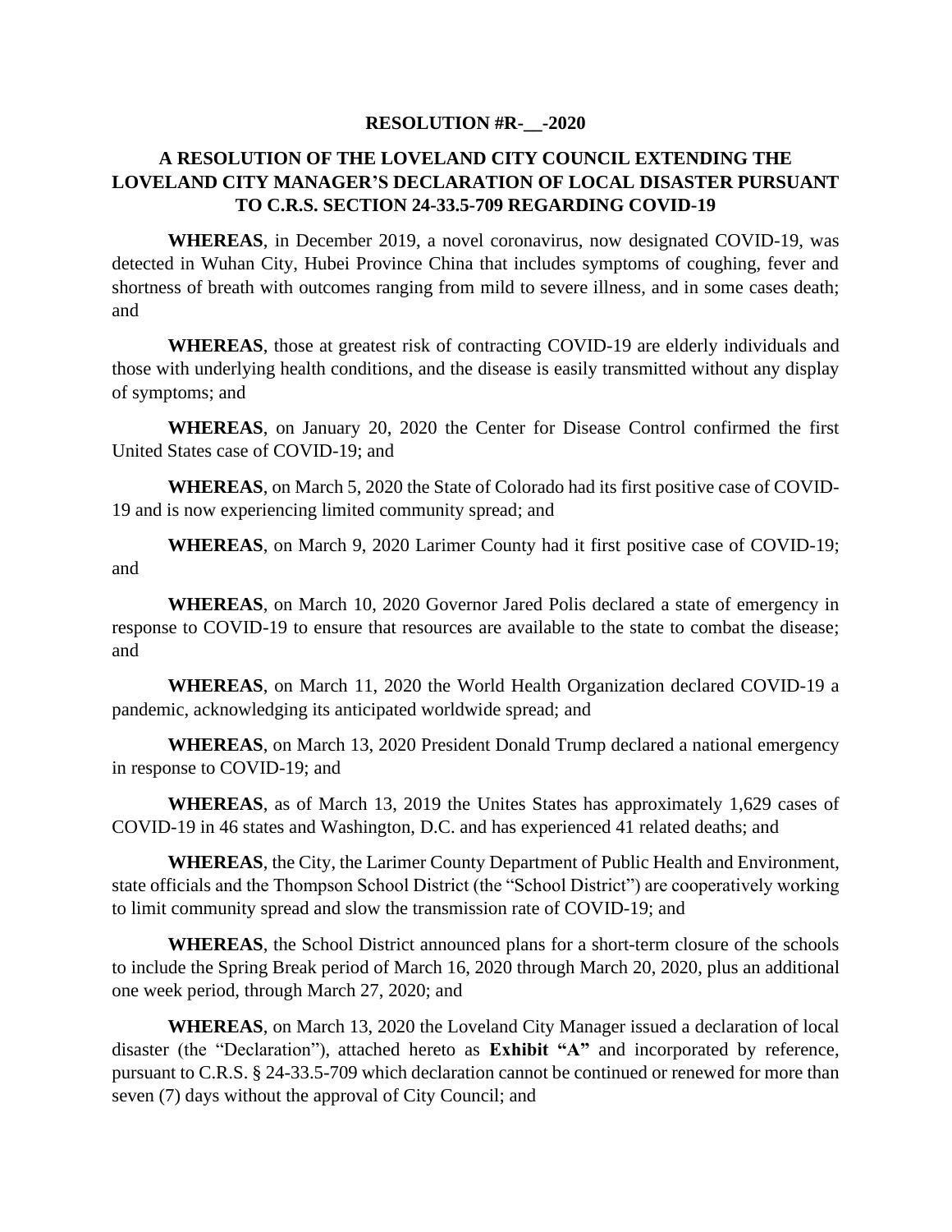**RESOLUTION #R-__-2020**

**A RESOLUTION OF THE LOVELAND CITY COUNCIL EXTENDING THE LOVELAND CITY MANAGER'S DECLARATION OF LOCAL DISASTER PURSUANT TO C.R.S. SECTION 24-33.5-709 REGARDING COVID-19**

**WHEREAS**, in December 2019, a novel coronavirus, now designated COVID-19, was detected in Wuhan City, Hubei Province China that includes symptoms of coughing, fever and shortness of breath with outcomes ranging from mild to severe illness, and in some cases death; and

**WHEREAS**, those at greatest risk of contracting COVID-19 are elderly individuals and those with underlying health conditions, and the disease is easily transmitted without any display of symptoms; and

**WHEREAS**, on January 20, 2020 the Center for Disease Control confirmed the first United States case of COVID-19; and

**WHEREAS**, on March 5, 2020 the State of Colorado had its first positive case of COVID-19 and is now experiencing limited community spread; and

**WHEREAS**, on March 9, 2020 Larimer County had it first positive case of COVID-19; and

**WHEREAS**, on March 10, 2020 Governor Jared Polis declared a state of emergency in response to COVID-19 to ensure that resources are available to the state to combat the disease; and

**WHEREAS**, on March 11, 2020 the World Health Organization declared COVID-19 a pandemic, acknowledging its anticipated worldwide spread; and

**WHEREAS**, on March 13, 2020 President Donald Trump declared a national emergency in response to COVID-19; and

**WHEREAS**, as of March 13, 2019 the Unites States has approximately 1,629 cases of COVID-19 in 46 states and Washington, D.C. and has experienced 41 related deaths; and

**WHEREAS**, the City, the Larimer County Department of Public Health and Environment, state officials and the Thompson School District (the "School District") are cooperatively working to limit community spread and slow the transmission rate of COVID-19; and

**WHEREAS**, the School District announced plans for a short-term closure of the schools to include the Spring Break period of March 16, 2020 through March 20, 2020, plus an additional one week period, through March 27, 2020; and

**WHEREAS**, on March 13, 2020 the Loveland City Manager issued a declaration of local disaster (the "Declaration"), attached hereto as **Exhibit "A"** and incorporated by reference, pursuant to C.R.S. § 24-33.5-709 which declaration cannot be continued or renewed for more than seven (7) days without the approval of City Council; and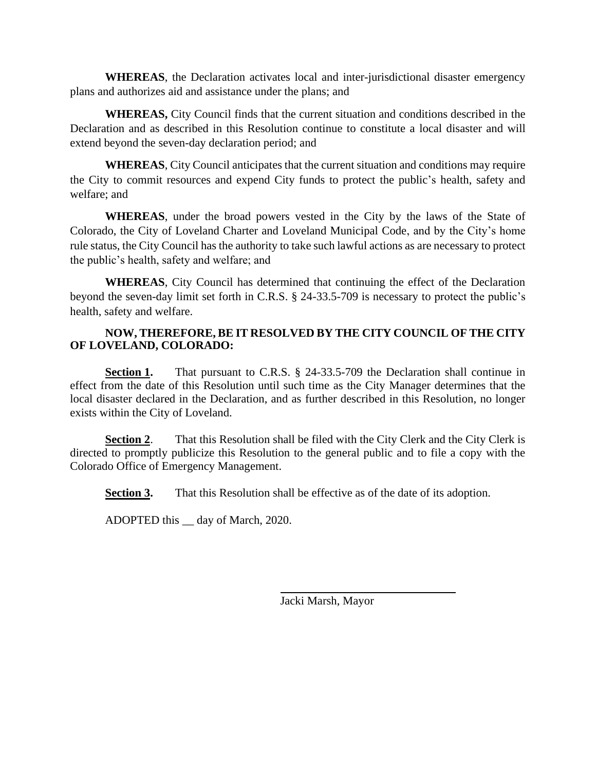**WHEREAS**, the Declaration activates local and inter-jurisdictional disaster emergency plans and authorizes aid and assistance under the plans; and

**WHEREAS,** City Council finds that the current situation and conditions described in the Declaration and as described in this Resolution continue to constitute a local disaster and will extend beyond the seven-day declaration period; and

**WHEREAS**, City Council anticipates that the current situation and conditions may require the City to commit resources and expend City funds to protect the public's health, safety and welfare; and

**WHEREAS**, under the broad powers vested in the City by the laws of the State of Colorado, the City of Loveland Charter and Loveland Municipal Code, and by the City's home rule status, the City Council has the authority to take such lawful actions as are necessary to protect the public's health, safety and welfare; and

**WHEREAS**, City Council has determined that continuing the effect of the Declaration beyond the seven-day limit set forth in C.R.S. § 24-33.5-709 is necessary to protect the public's health, safety and welfare.

**NOW, THEREFORE, BE IT RESOLVED BY THE CITY COUNCIL OF THE CITY OF LOVELAND, COLORADO:**

**Section 1.** That pursuant to C.R.S. § 24-33.5-709 the Declaration shall continue in effect from the date of this Resolution until such time as the City Manager determines that the local disaster declared in the Declaration, and as further described in this Resolution, no longer exists within the City of Loveland.

**Section 2**. That this Resolution shall be filed with the City Clerk and the City Clerk is directed to promptly publicize this Resolution to the general public and to file a copy with the Colorado Office of Emergency Management.

**Section 3.** That this Resolution shall be effective as of the date of its adoption.

ADOPTED this __ day of March, 2020.

\_\_\_\_\_\_\_\_\_\_\_\_\_\_\_\_\_\_\_\_\_\_\_\_\_\_\_\_\_\_

Jacki Marsh, Mayor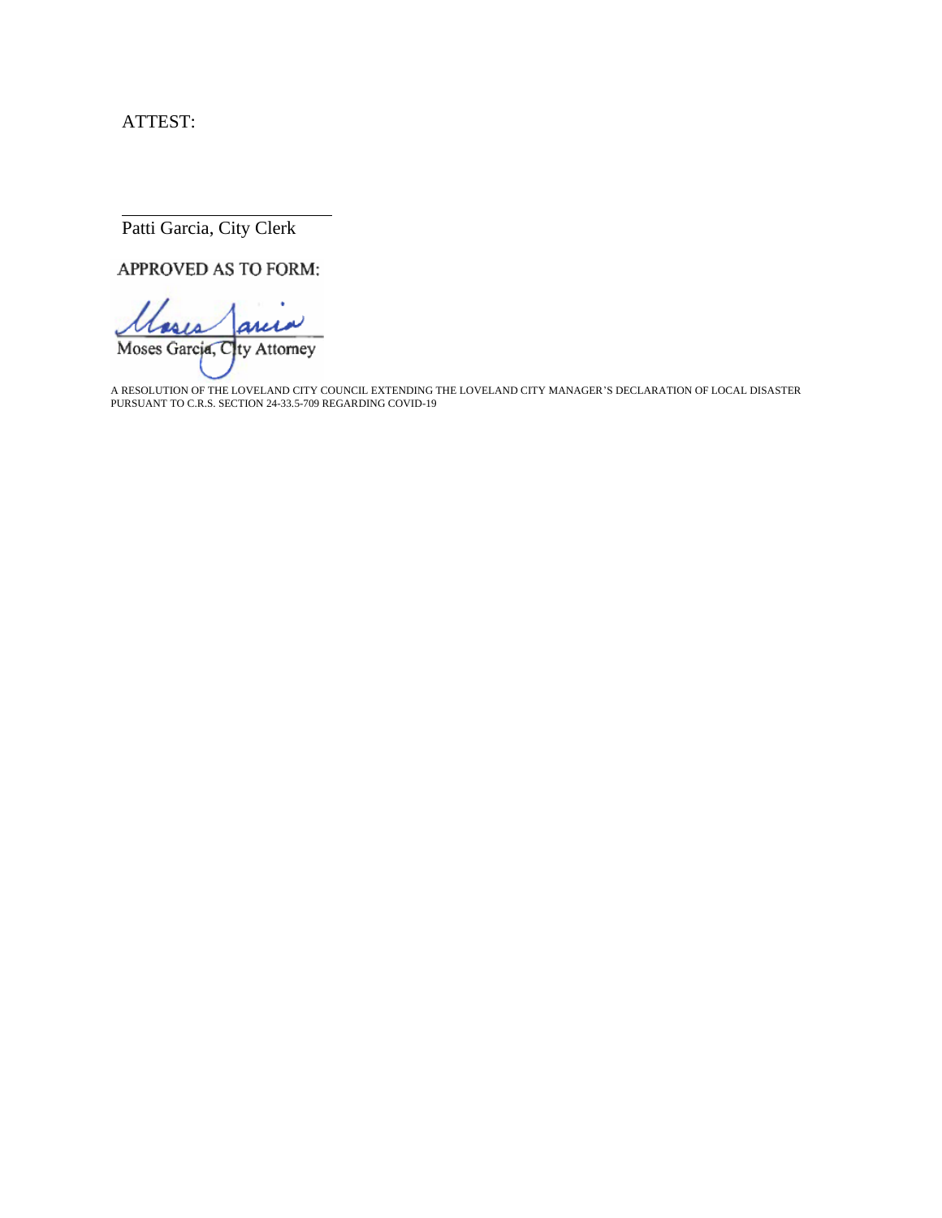ATTEST:

\_\_\_\_\_\_\_\_\_\_\_\_\_\_\_\_\_\_\_\_\_\_\_\_\_\_\_\_

Patti Garcia, City Clerk

APPROVED AS TO FORM:

Moses Garcia, City Attorney

A RESOLUTION OF THE LOVELAND CITY COUNCIL EXTENDING THE LOVELAND CITY MANAGER'S DECLARATION OF LOCAL DISASTER PURSUANT TO C.R.S. SECTION 24-33.5-709 REGARDING COVID-19